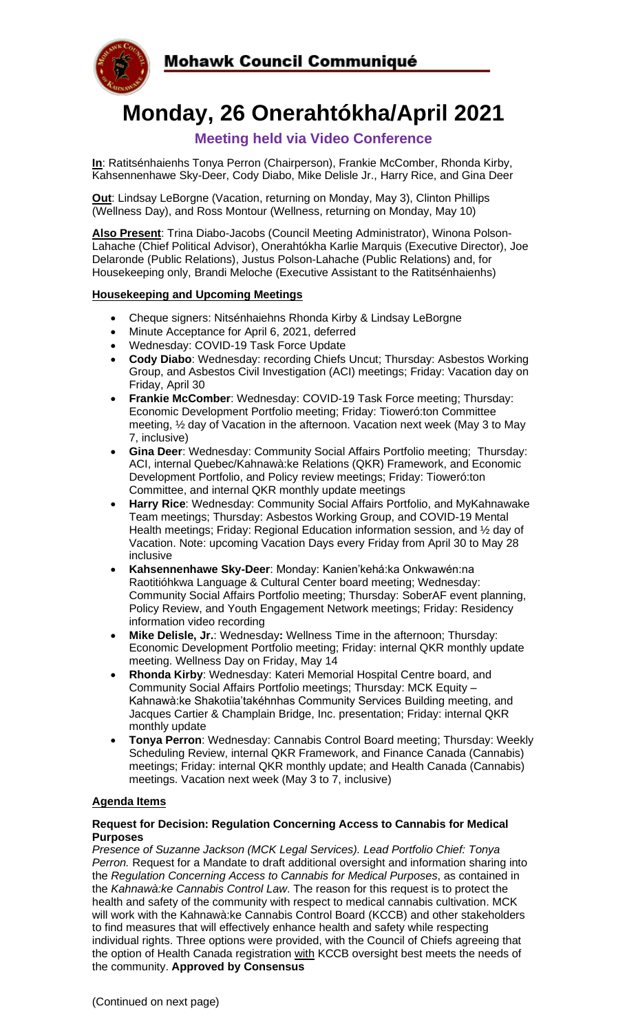Mohawk Council Communiqué

# Monday, 26 Onerahtókha/April 2021

### Meeting held via Video Conference

**In**: Ratitsénhaienhs Tonya Perron (Chairperson), Frankie McComber, Rhonda Kirby, Kahsennenhawe Sky-Deer, Cody Diabo, Mike Delisle Jr., Harry Rice, and Gina Deer

**Out**: Lindsay LeBorgne (Vacation, returning on Monday, May 3), Clinton Phillips (Wellness Day), and Ross Montour (Wellness, returning on Monday, May 10)

**Also Present**: Trina Diabo-Jacobs (Council Meeting Administrator), Winona Polson-Lahache (Chief Political Advisor), Onerahtókha Karlie Marquis (Executive Director), Joe Delaronde (Public Relations), Justus Polson-Lahache (Public Relations) and, for Housekeeping only, Brandi Meloche (Executive Assistant to the Ratitsénhaienhs)

## Housekeeping and Upcoming Meetings

- Cheque signers: Nitsénhaiehns Rhonda Kirby & Lindsay LeBorgne
- Minute Acceptance for April 6, 2021, deferred
- Wednesday: COVID-19 Task Force Update
- **Cody Diabo**: Wednesday: recording Chiefs Uncut; Thursday: Asbestos Working Group, and Asbestos Civil Investigation (ACI) meetings; Friday: Vacation day on Friday, April 30
- **Frankie McComber**: Wednesday: COVID-19 Task Force meeting; Thursday: Economic Development Portfolio meeting; Friday: Tioweró:ton Committee meeting, ½ day of Vacation in the afternoon. Vacation next week (May 3 to May 7, inclusive)
- **Gina Deer**: Wednesday: Community Social Affairs Portfolio meeting; Thursday: ACI, internal Quebec/Kahnawà:ke Relations (QKR) Framework, and Economic Development Portfolio, and Policy review meetings; Friday: Tioweró:ton Committee, and internal QKR monthly update meetings
- **Harry Rice**: Wednesday: Community Social Affairs Portfolio, and MyKahnawake Team meetings; Thursday: Asbestos Working Group, and COVID-19 Mental Health meetings; Friday: Regional Education information session, and ½ day of Vacation. Note: upcoming Vacation Days every Friday from April 30 to May 28 inclusive
- **Kahsennenhawe Sky-Deer**: Monday: Kanien'kehá:ka Onkwawén:na Raotitióhkwa Language & Cultural Center board meeting; Wednesday: Community Social Affairs Portfolio meeting; Thursday: SoberAF event planning, Policy Review, and Youth Engagement Network meetings; Friday: Residency information video recording
- **Mike Delisle, Jr.**: Wednesday**:** Wellness Time in the afternoon; Thursday: Economic Development Portfolio meeting; Friday: internal QKR monthly update meeting. Wellness Day on Friday, May 14
- **Rhonda Kirby**: Wednesday: Kateri Memorial Hospital Centre board, and Community Social Affairs Portfolio meetings; Thursday: MCK Equity – Kahnawà:ke Shakotiia'takéhnhas Community Services Building meeting, and Jacques Cartier & Champlain Bridge, Inc. presentation; Friday: internal QKR monthly update
- **Tonya Perron**: Wednesday: Cannabis Control Board meeting; Thursday: Weekly Scheduling Review, internal QKR Framework, and Finance Canada (Cannabis) meetings; Friday: internal QKR monthly update; and Health Canada (Cannabis) meetings. Vacation next week (May 3 to 7, inclusive)

## Agenda Items

### Request for Decision: Regulation Concerning Access to Cannabis for Medical Purposes

*Presence of Suzanne Jackson (MCK Legal Services). Lead Portfolio Chief: Tonya Perron.* Request for a Mandate to draft additional oversight and information sharing into the *Regulation Concerning Access to Cannabis for Medical Purposes*, as contained in the *Kahnawà:ke Cannabis Control Law*. The reason for this request is to protect the health and safety of the community with respect to medical cannabis cultivation. MCK will work with the Kahnawà:ke Cannabis Control Board (KCCB) and other stakeholders to find measures that will effectively enhance health and safety while respecting individual rights. Three options were provided, with the Council of Chiefs agreeing that the option of Health Canada registration <u>with</u> KCCB oversight best meets the needs of the community. **Approved by Consensus**

(Continued on next page)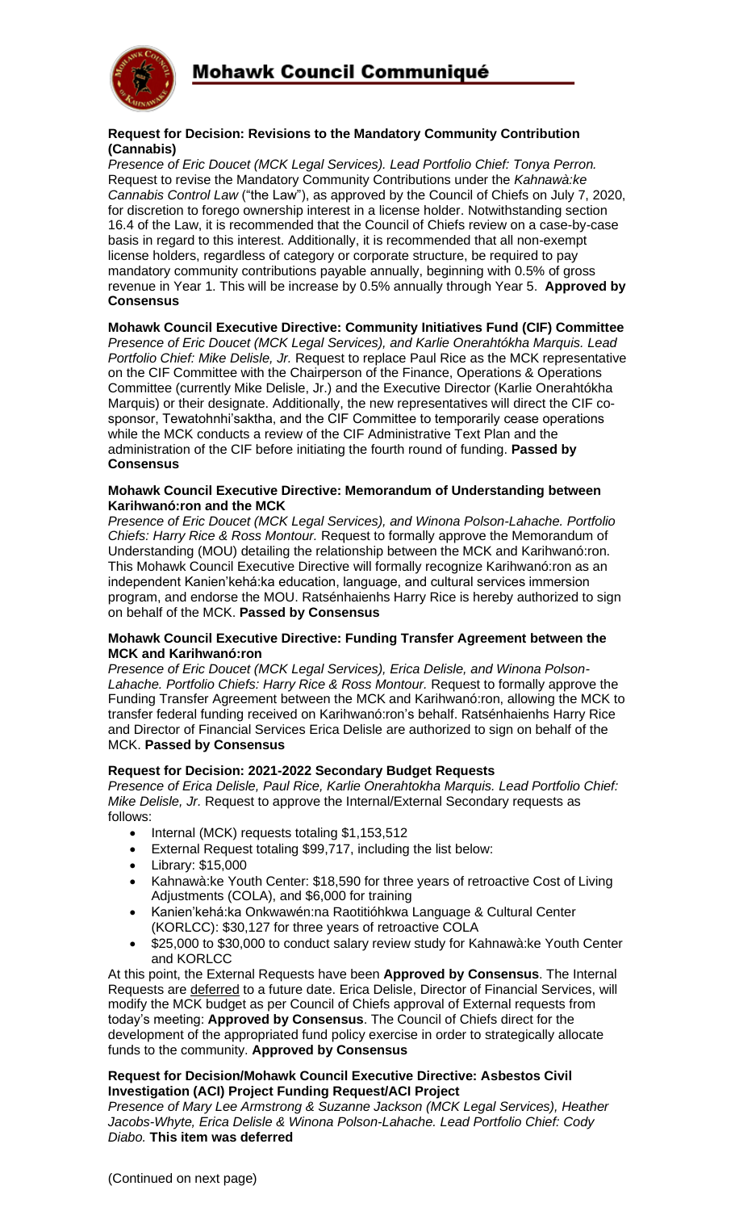# Mohawk Council Communiqué

**Request for Decision: Revisions to the Mandatory Community Contribution (Cannabis)**

*Presence of Eric Doucet (MCK Legal Services). Lead Portfolio Chief: Tonya Perron.* Request to revise the Mandatory Community Contributions under the *Kahnawà:ke Cannabis Control Law* ("the Law"), as approved by the Council of Chiefs on July 7, 2020, for discretion to forego ownership interest in a license holder. Notwithstanding section 16.4 of the Law, it is recommended that the Council of Chiefs review on a case-by-case basis in regard to this interest. Additionally, it is recommended that all non-exempt license holders, regardless of category or corporate structure, be required to pay mandatory community contributions payable annually, beginning with 0.5% of gross revenue in Year 1. This will be increase by 0.5% annually through Year 5. **Approved by Consensus**

**Mohawk Council Executive Directive: Community Initiatives Fund (CIF) Committee**

*Presence of Eric Doucet (MCK Legal Services), and Karlie Onerahtókha Marquis. Lead Portfolio Chief: Mike Delisle, Jr.* Request to replace Paul Rice as the MCK representative on the CIF Committee with the Chairperson of the Finance, Operations & Operations Committee (currently Mike Delisle, Jr.) and the Executive Director (Karlie Onerahtókha Marquis) or their designate. Additionally, the new representatives will direct the CIF co-sponsor, Tewatohnhi'saktha, and the CIF Committee to temporarily cease operations while the MCK conducts a review of the CIF Administrative Text Plan and the administration of the CIF before initiating the fourth round of funding. **Passed by Consensus**

**Mohawk Council Executive Directive: Memorandum of Understanding between Karihwanó:ron and the MCK**

*Presence of Eric Doucet (MCK Legal Services), and Winona Polson-Lahache. Portfolio Chiefs: Harry Rice & Ross Montour.* Request to formally approve the Memorandum of Understanding (MOU) detailing the relationship between the MCK and Karihwanó:ron. This Mohawk Council Executive Directive will formally recognize Karihwanó:ron as an independent Kanien'kehá:ka education, language, and cultural services immersion program, and endorse the MOU. Ratsénhaienhs Harry Rice is hereby authorized to sign on behalf of the MCK. **Passed by Consensus**

**Mohawk Council Executive Directive: Funding Transfer Agreement between the MCK and Karihwanó:ron**

*Presence of Eric Doucet (MCK Legal Services), Erica Delisle, and Winona Polson-Lahache. Portfolio Chiefs: Harry Rice & Ross Montour.* Request to formally approve the Funding Transfer Agreement between the MCK and Karihwanó:ron, allowing the MCK to transfer federal funding received on Karihwanó:ron's behalf. Ratsénhaienhs Harry Rice and Director of Financial Services Erica Delisle are authorized to sign on behalf of the MCK. **Passed by Consensus**

**Request for Decision: 2021-2022 Secondary Budget Requests**

*Presence of Erica Delisle, Paul Rice, Karlie Onerahtokha Marquis. Lead Portfolio Chief: Mike Delisle, Jr.* Request to approve the Internal/External Secondary requests as follows:

- Internal (MCK) requests totaling $1,153,512
- External Request totaling $99,717, including the list below:
- Library: $15,000
- Kahnawà:ke Youth Center: $18,590 for three years of retroactive Cost of Living Adjustments (COLA), and $6,000 for training
- Kanien'kehá:ka Onkwawén:na Raotitióhkwa Language & Cultural Center (KORLCC): $30,127 for three years of retroactive COLA
- $25,000 to $30,000 to conduct salary review study for Kahnawà:ke Youth Center and KORLCC

At this point, the External Requests have been **Approved by Consensus**. The Internal Requests are deferred to a future date. Erica Delisle, Director of Financial Services, will modify the MCK budget as per Council of Chiefs approval of External requests from today's meeting: **Approved by Consensus**. The Council of Chiefs direct for the development of the appropriated fund policy exercise in order to strategically allocate funds to the community. **Approved by Consensus**

**Request for Decision/Mohawk Council Executive Directive: Asbestos Civil Investigation (ACI) Project Funding Request/ACI Project**

*Presence of Mary Lee Armstrong & Suzanne Jackson (MCK Legal Services), Heather Jacobs-Whyte, Erica Delisle & Winona Polson-Lahache. Lead Portfolio Chief: Cody Diabo.* **This item was deferred**

(Continued on next page)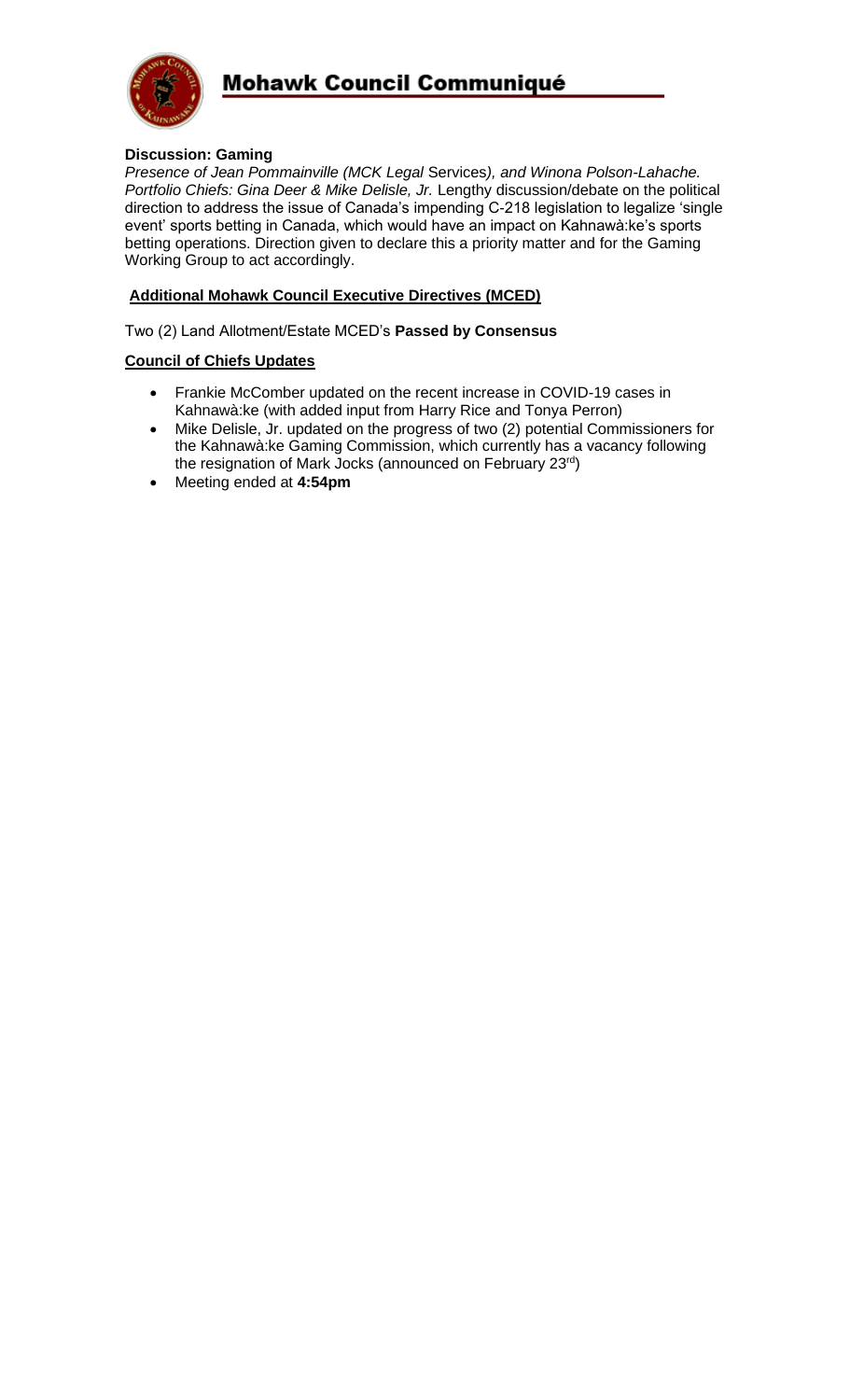# Mohawk Council Communiqué

**Discussion: Gaming**

*Presence of Jean Pommainville (MCK Legal* Services*), and Winona Polson-Lahache. Portfolio Chiefs: Gina Deer & Mike Delisle, Jr.* Lengthy discussion/debate on the political direction to address the issue of Canada's impending C-218 legislation to legalize 'single event' sports betting in Canada, which would have an impact on Kahnawà:ke's sports betting operations. Direction given to declare this a priority matter and for the Gaming Working Group to act accordingly.

**Additional Mohawk Council Executive Directives (MCED)**

Two (2) Land Allotment/Estate MCED's **Passed by Consensus**

**Council of Chiefs Updates**

- Frankie McComber updated on the recent increase in COVID-19 cases in Kahnawà:ke (with added input from Harry Rice and Tonya Perron)
- Mike Delisle, Jr. updated on the progress of two (2) potential Commissioners for the Kahnawà:ke Gaming Commission, which currently has a vacancy following the resignation of Mark Jocks (announced on February 23rd)
- Meeting ended at **4:54pm**